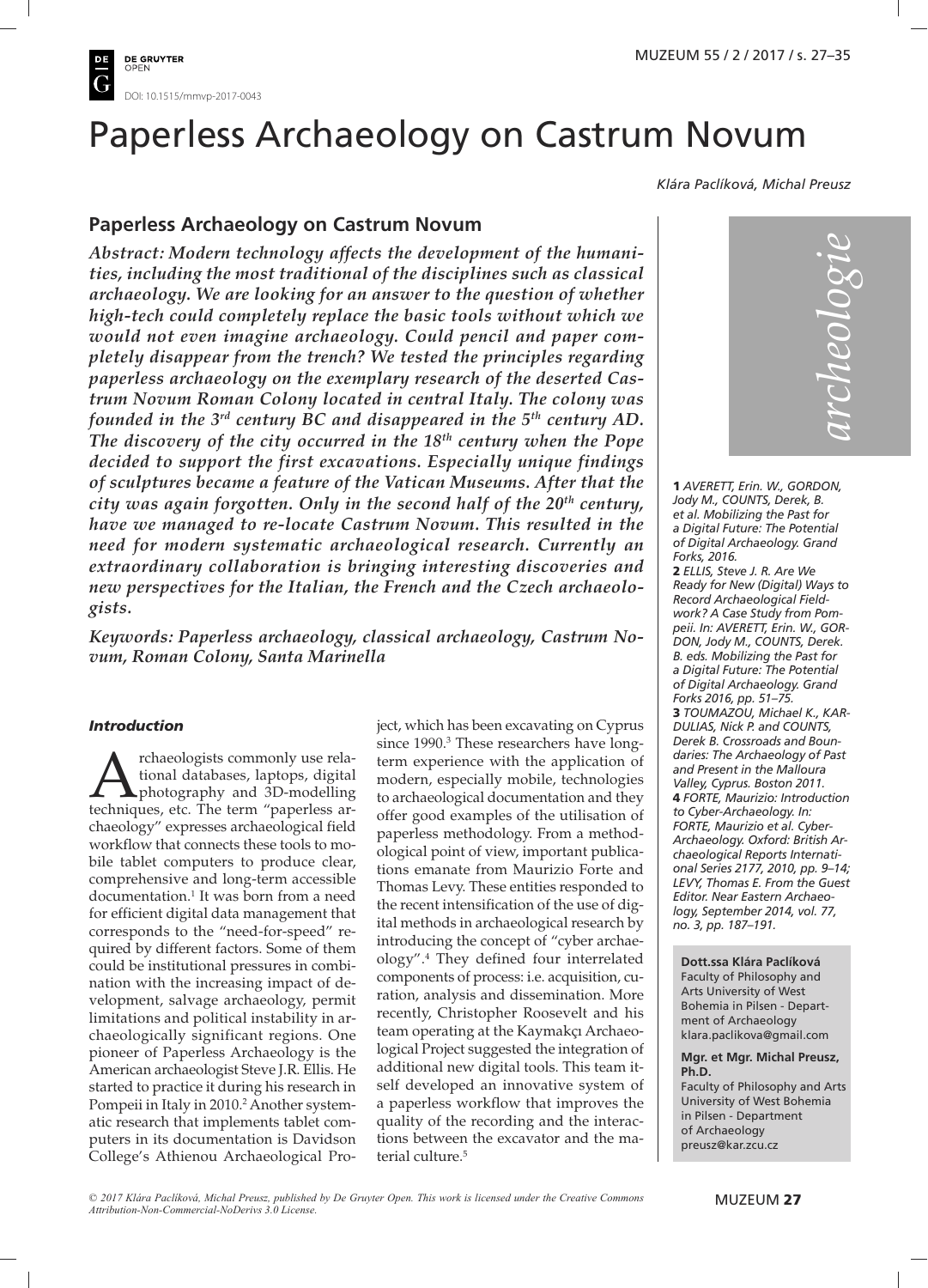DOI: 10.1515/mmvp-2017-0043

# Paperless Archaeology on Castrum Novum

*Klára Paclíková, Michal Preusz*

## Paperless Archaeology on Castrum Novum

***Abstract: Modern technology affects the development of the humanities, including the most traditional of the disciplines such as classical archaeology. We are looking for an answer to the question of whether high-tech could completely replace the basic tools without which we would not even imagine archaeology. Could pencil and paper completely disappear from the trench? We tested the principles regarding paperless archaeology on the exemplary research of the deserted Castrum Novum Roman Colony located in central Italy. The colony was founded in the 3rd century BC and disappeared in the 5th century AD. The discovery of the city occurred in the 18th century when the Pope decided to support the first excavations. Especially unique findings of sculptures became a feature of the Vatican Museums. After that the city was again forgotten. Only in the second half of the 20th century, have we managed to re-locate Castrum Novum. This resulted in the need for modern systematic archaeological research. Currently an extraordinary collaboration is bringing interesting discoveries and new perspectives for the Italian, the French and the Czech archaeologists.***

***Keywords: Paperless archaeology, classical archaeology, Castrum Novum, Roman Colony, Santa Marinella***

*archeologie*

### *Introduction*

Archaeologists commonly use relational databases, laptops, digital photography and 3D-modelling techniques, etc. The term "paperless archaeology" expresses archaeological field workflow that connects these tools to mobile tablet computers to produce clear, comprehensive and long-term accessible documentation.[1] It was born from a need for efficient digital data management that corresponds to the "need-for-speed" required by different factors. Some of them could be institutional pressures in combination with the increasing impact of development, salvage archaeology, permit limitations and political instability in archaeologically significant regions. One pioneer of Paperless Archaeology is the American archaeologist Steve J.R. Ellis. He started to practice it during his research in Pompeii in Italy in 2010.[2] Another systematic research that implements tablet computers in its documentation is Davidson College's Athienou Archaeological Project, which has been excavating on Cyprus since 1990.[3] These researchers have long-term experience with the application of modern, especially mobile, technologies to archaeological documentation and they offer good examples of the utilisation of paperless methodology. From a methodological point of view, important publications emanate from Maurizio Forte and Thomas Levy. These entities responded to the recent intensification of the use of digital methods in archaeological research by introducing the concept of "cyber archaeology".[4] They defined four interrelated components of process: i.e. acquisition, curation, analysis and dissemination. More recently, Christopher Roosevelt and his team operating at the Kaymakçı Archaeological Project suggested the integration of additional new digital tools. This team itself developed an innovative system of a paperless workflow that improves the quality of the recording and the interactions between the excavator and the material culture.[5]

**1** *AVERETT, Erin. W., GORDON, Jody M., COUNTS, Derek, B. et al. Mobilizing the Past for a Digital Future: The Potential of Digital Archaeology. Grand Forks, 2016.*

**2** *ELLIS, Steve J. R. Are We Ready for New (Digital) Ways to Record Archaeological Fieldwork? A Case Study from Pompeii. In: AVERETT, Erin. W., GORDON, Jody M., COUNTS, Derek. B. eds. Mobilizing the Past for a Digital Future: The Potential of Digital Archaeology. Grand Forks 2016, pp. 51–75.*

**3** *TOUMAZOU, Michael K., KARDULIAS, Nick P. and COUNTS, Derek B. Crossroads and Boundaries: The Archaeology of Past and Present in the Malloura Valley, Cyprus. Boston 2011.*

**4** *FORTE, Maurizio: Introduction to Cyber-Archaeology. In: FORTE, Maurizio et al. Cyber-Archaeology. Oxford: British Archaeological Reports International Series 2177, 2010, pp. 9–14; LEVY, Thomas E. From the Guest Editor. Near Eastern Archaeology, September 2014, vol. 77, no. 3, pp. 187–191.*

**Dott.ssa Klára Paclíková**
Faculty of Philosophy and Arts University of West Bohemia in Pilsen - Department of Archaeology
klara.paclikova@gmail.com

**Mgr. et Mgr. Michal Preusz, Ph.D.**
Faculty of Philosophy and Arts University of West Bohemia in Pilsen - Department of Archaeology
preusz@kar.zcu.cz

*© 2017 Klára Paclíková, Michal Preusz, published by De Gruyter Open. This work is licensed under the Creative Commons Attribution-Non-Commercial-NoDerivs 3.0 License.*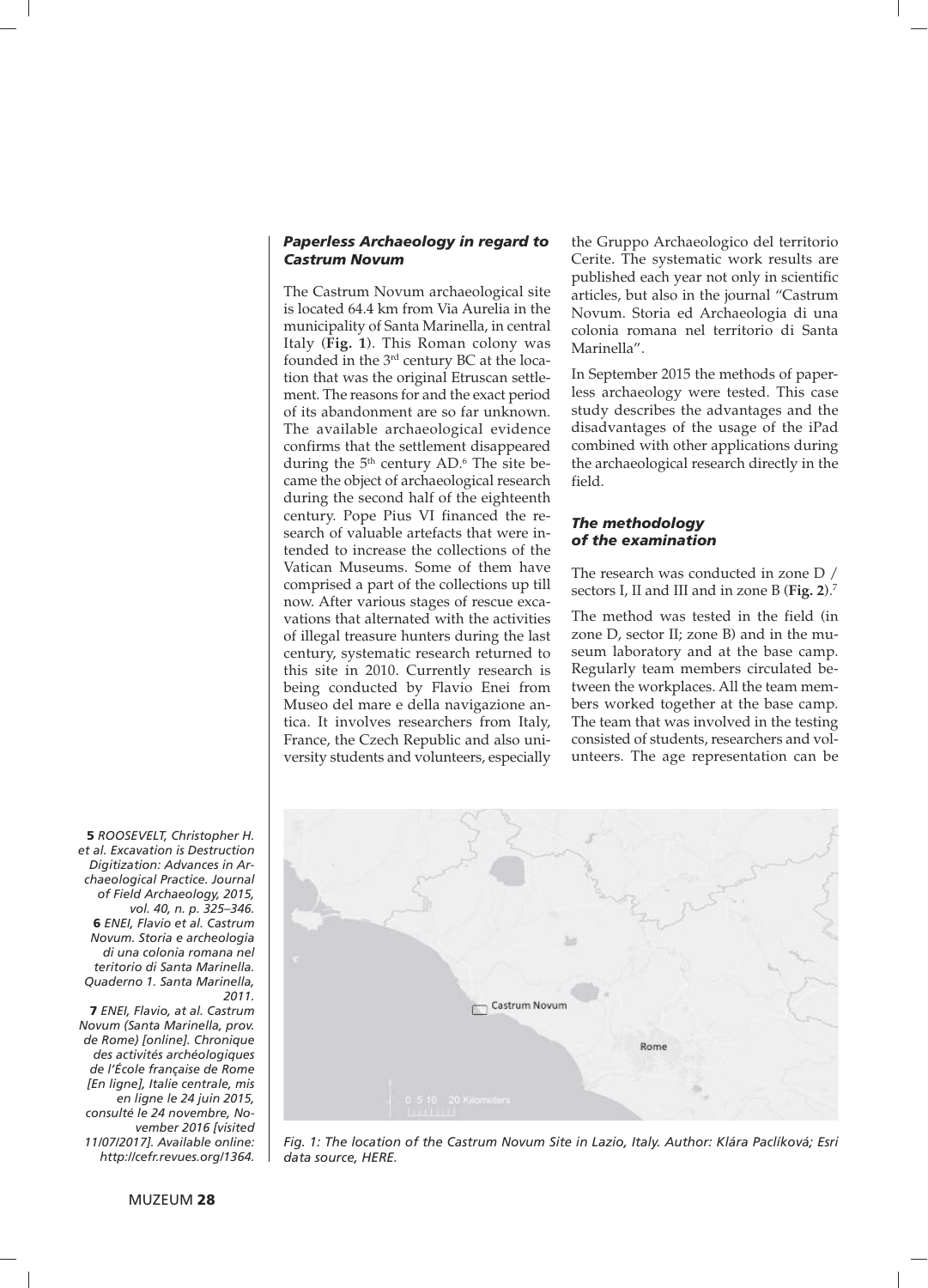### *Paperless Archaeology in regard to Castrum Novum*

The Castrum Novum archaeological site is located 64.4 km from Via Aurelia in the municipality of Santa Marinella, in central Italy (**Fig. 1**). This Roman colony was founded in the 3rd century BC at the location that was the original Etruscan settlement. The reasons for and the exact period of its abandonment are so far unknown. The available archaeological evidence confirms that the settlement disappeared during the 5th century AD.[6] The site became the object of archaeological research during the second half of the eighteenth century. Pope Pius VI financed the research of valuable artefacts that were intended to increase the collections of the Vatican Museums. Some of them have comprised a part of the collections up till now. After various stages of rescue excavations that alternated with the activities of illegal treasure hunters during the last century, systematic research returned to this site in 2010. Currently research is being conducted by Flavio Enei from Museo del mare e della navigazione antica. It involves researchers from Italy, France, the Czech Republic and also university students and volunteers, especially the Gruppo Archaeologico del territorio Cerite. The systematic work results are published each year not only in scientific articles, but also in the journal "Castrum Novum. Storia ed Archaeologia di una colonia romana nel territorio di Santa Marinella".

In September 2015 the methods of paperless archaeology were tested. This case study describes the advantages and the disadvantages of the usage of the iPad combined with other applications during the archaeological research directly in the field.

### *The methodology of the examination*

The research was conducted in zone D / sectors I, II and III and in zone B (**Fig. 2**).[7]

The method was tested in the field (in zone D, sector II; zone B) and in the museum laboratory and at the base camp. Regularly team members circulated between the workplaces. All the team members worked together at the base camp. The team that was involved in the testing consisted of students, researchers and volunteers. The age representation can be

*Fig. 1: The location of the Castrum Novum Site in Lazio, Italy. Author: Klára Paclíková; Esri data source, HERE.*

**5** *ROOSEVELT, Christopher H. et al. Excavation is Destruction Digitization: Advances in Archaeological Practice. Journal of Field Archaeology, 2015, vol. 40, n. p. 325–346.*

**6** *ENEI, Flavio et al. Castrum Novum. Storia e archeologia di una colonia romana nel teritorio di Santa Marinella. Quaderno 1. Santa Marinella, 2011.*

**7** *ENEI, Flavio, at al. Castrum Novum (Santa Marinella, prov. de Rome) [online]. Chronique des activités archéologiques de l'École française de Rome [En ligne], Italie centrale, mis en ligne le 24 juin 2015, consulté le 24 novembre, November 2016 [visited 11/07/2017]. Available online: http://cefr.revues.org/1364.*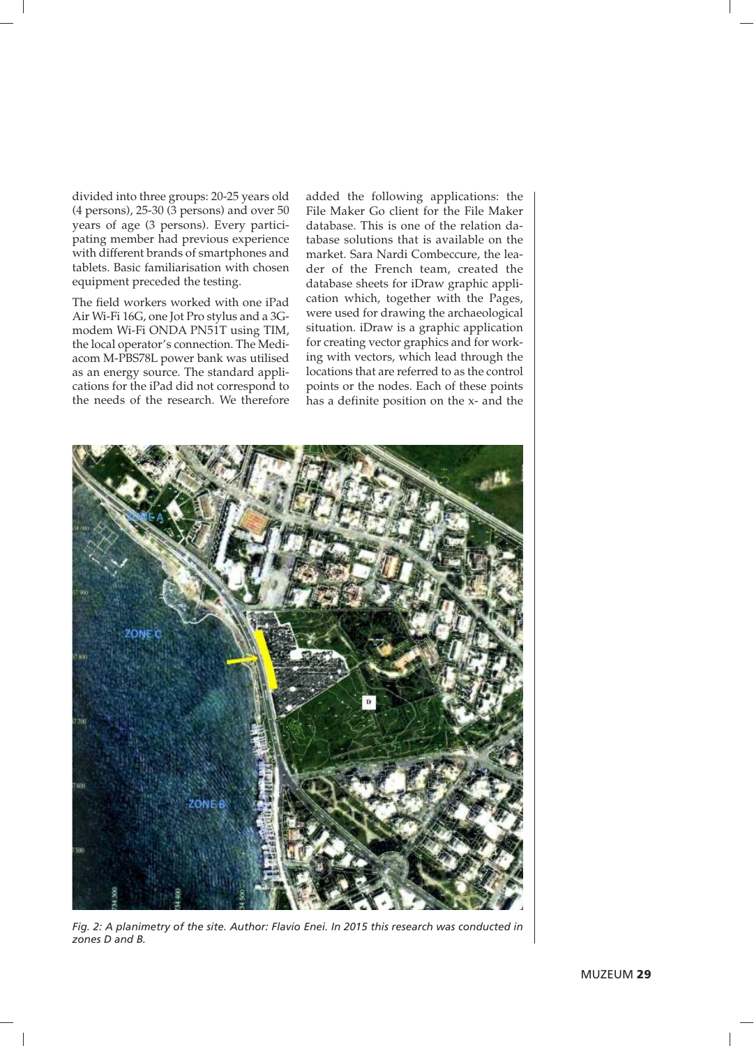divided into three groups: 20-25 years old (4 persons), 25-30 (3 persons) and over 50 years of age (3 persons). Every participating member had previous experience with different brands of smartphones and tablets. Basic familiarisation with chosen equipment preceded the testing.

The field workers worked with one iPad Air Wi-Fi 16G, one Jot Pro stylus and a 3G-modem Wi-Fi ONDA PN51T using TIM, the local operator's connection. The Mediacom M-PBS78L power bank was utilised as an energy source. The standard applications for the iPad did not correspond to the needs of the research. We therefore added the following applications: the File Maker Go client for the File Maker database. This is one of the relation database solutions that is available on the market. Sara Nardi Combeccure, the leader of the French team, created the database sheets for iDraw graphic application which, together with the Pages, were used for drawing the archaeological situation. iDraw is a graphic application for creating vector graphics and for working with vectors, which lead through the locations that are referred to as the control points or the nodes. Each of these points has a definite position on the x- and the

*Fig. 2: A planimetry of the site. Author: Flavio Enei. In 2015 this research was conducted in zones D and B.*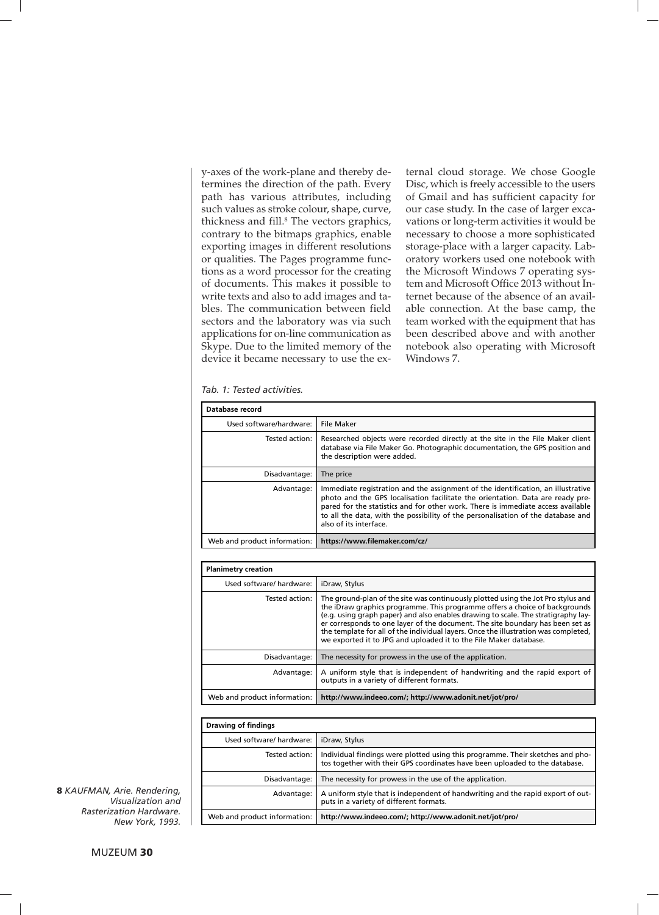y-axes of the work-plane and thereby determines the direction of the path. Every path has various attributes, including such values as stroke colour, shape, curve, thickness and fill.[8] The vectors graphics, contrary to the bitmaps graphics, enable exporting images in different resolutions or qualities. The Pages programme functions as a word processor for the creating of documents. This makes it possible to write texts and also to add images and tables. The communication between field sectors and the laboratory was via such applications for on-line communication as Skype. Due to the limited memory of the device it became necessary to use the external cloud storage. We chose Google Disc, which is freely accessible to the users of Gmail and has sufficient capacity for our case study. In the case of larger excavations or long-term activities it would be necessary to choose a more sophisticated storage-place with a larger capacity. Laboratory workers used one notebook with the Microsoft Windows 7 operating system and Microsoft Office 2013 without Internet because of the absence of an available connection. At the base camp, the team worked with the equipment that has been described above and with another notebook also operating with Microsoft Windows 7.

*Tab. 1: Tested activities.*

| **Database record** | |
|---|---|
| Used software/hardware: | File Maker |
| Tested action: | Researched objects were recorded directly at the site in the File Maker client database via File Maker Go. Photographic documentation, the GPS position and the description were added. |
| Disadvantage: | The price |
| Advantage: | Immediate registration and the assignment of the identification, an illustrative photo and the GPS localisation facilitate the orientation. Data are ready prepared for the statistics and for other work. There is immediate access available to all the data, with the possibility of the personalisation of the database and also of its interface. |
| Web and product information: | **https://www.filemaker.com/cz/** |

| **Planimetry creation** | |
|---|---|
| Used software/ hardware: | iDraw, Stylus |
| Tested action: | The ground-plan of the site was continuously plotted using the Jot Pro stylus and the iDraw graphics programme. This programme offers a choice of backgrounds (e.g. using graph paper) and also enables drawing to scale. The stratigraphy layer corresponds to one layer of the document. The site boundary has been set as the template for all of the individual layers. Once the illustration was completed, we exported it to JPG and uploaded it to the File Maker database. |
| Disadvantage: | The necessity for prowess in the use of the application. |
| Advantage: | A uniform style that is independent of handwriting and the rapid export of outputs in a variety of different formats. |
| Web and product information: | **http://www.indeeo.com/; http://www.adonit.net/jot/pro/** |

| **Drawing of findings** | |
|---|---|
| Used software/ hardware: | iDraw, Stylus |
| Tested action: | Individual findings were plotted using this programme. Their sketches and photos together with their GPS coordinates have been uploaded to the database. |
| Disadvantage: | The necessity for prowess in the use of the application. |
| Advantage: | A uniform style that is independent of handwriting and the rapid export of outputs in a variety of different formats. |
| Web and product information: | **http://www.indeeo.com/; http://www.adonit.net/jot/pro/** |

**8** *KAUFMAN, Arie. Rendering, Visualization and Rasterization Hardware. New York, 1993.*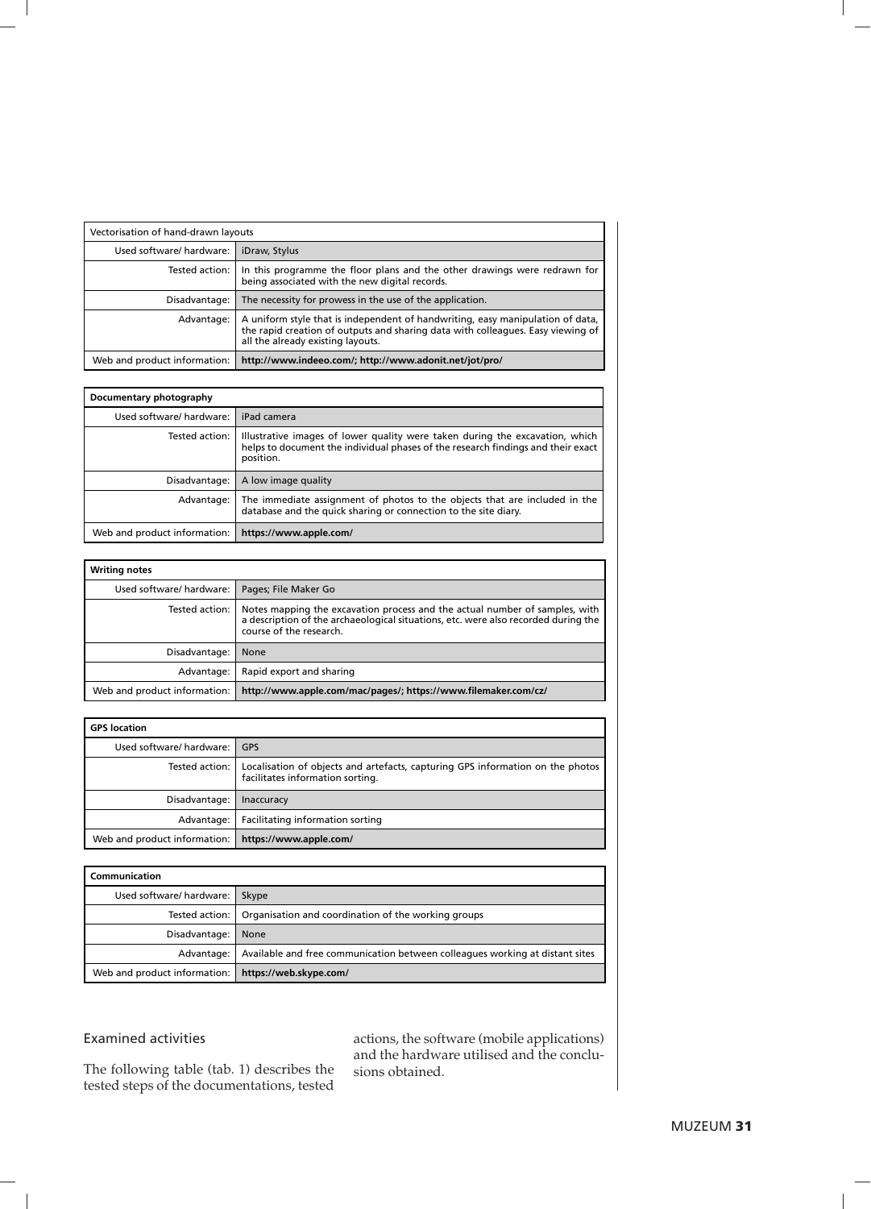| Vectorisation of hand-drawn layouts | |
|---|---|
| Used software/ hardware: | iDraw, Stylus |
| Tested action: | In this programme the floor plans and the other drawings were redrawn for being associated with the new digital records. |
| Disadvantage: | The necessity for prowess in the use of the application. |
| Advantage: | A uniform style that is independent of handwriting, easy manipulation of data, the rapid creation of outputs and sharing data with colleagues. Easy viewing of all the already existing layouts. |
| Web and product information: | **http://www.indeeo.com/; http://www.adonit.net/jot/pro/** |

| **Documentary photography** | |
|---|---|
| Used software/ hardware: | iPad camera |
| Tested action: | Illustrative images of lower quality were taken during the excavation, which helps to document the individual phases of the research findings and their exact position. |
| Disadvantage: | A low image quality |
| Advantage: | The immediate assignment of photos to the objects that are included in the database and the quick sharing or connection to the site diary. |
| Web and product information: | **https://www.apple.com/** |

| **Writing notes** | |
|---|---|
| Used software/ hardware: | Pages; File Maker Go |
| Tested action: | Notes mapping the excavation process and the actual number of samples, with a description of the archaeological situations, etc. were also recorded during the course of the research. |
| Disadvantage: | None |
| Advantage: | Rapid export and sharing |
| Web and product information: | **http://www.apple.com/mac/pages/; https://www.filemaker.com/cz/** |

| **GPS location** | |
|---|---|
| Used software/ hardware: | GPS |
| Tested action: | Localisation of objects and artefacts, capturing GPS information on the photos facilitates information sorting. |
| Disadvantage: | Inaccuracy |
| Advantage: | Facilitating information sorting |
| Web and product information: | **https://www.apple.com/** |

| **Communication** | |
|---|---|
| Used software/ hardware: | Skype |
| Tested action: | Organisation and coordination of the working groups |
| Disadvantage: | None |
| Advantage: | Available and free communication between colleagues working at distant sites |
| Web and product information: | **https://web.skype.com/** |

## Examined activities

The following table (tab. 1) describes the tested steps of the documentations, tested actions, the software (mobile applications) and the hardware utilised and the conclusions obtained.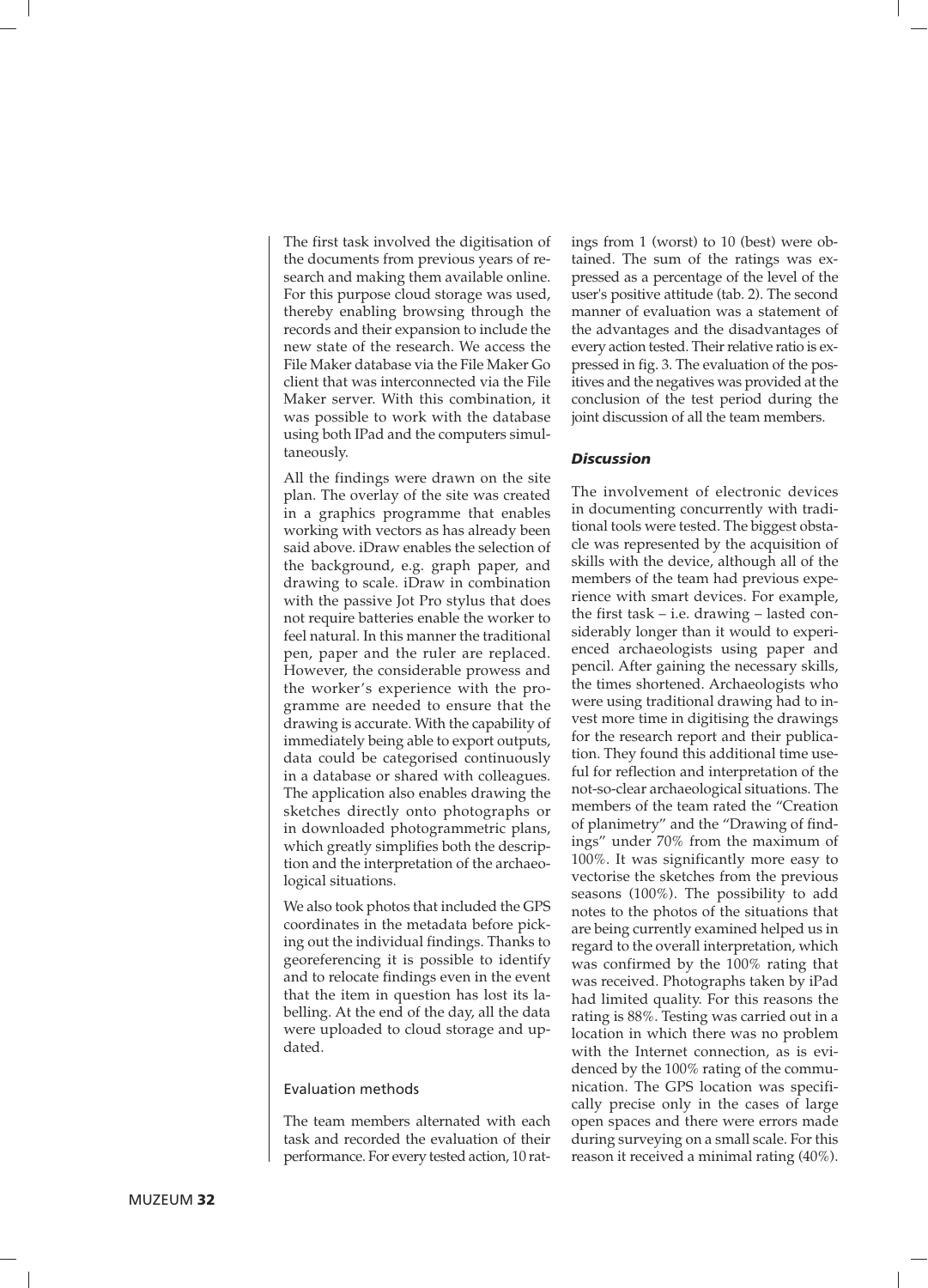The first task involved the digitisation of the documents from previous years of research and making them available online. For this purpose cloud storage was used, thereby enabling browsing through the records and their expansion to include the new state of the research. We access the File Maker database via the File Maker Go client that was interconnected via the File Maker server. With this combination, it was possible to work with the database using both IPad and the computers simultaneously.

All the findings were drawn on the site plan. The overlay of the site was created in a graphics programme that enables working with vectors as has already been said above. iDraw enables the selection of the background, e.g. graph paper, and drawing to scale. iDraw in combination with the passive Jot Pro stylus that does not require batteries enable the worker to feel natural. In this manner the traditional pen, paper and the ruler are replaced. However, the considerable prowess and the worker's experience with the programme are needed to ensure that the drawing is accurate. With the capability of immediately being able to export outputs, data could be categorised continuously in a database or shared with colleagues. The application also enables drawing the sketches directly onto photographs or in downloaded photogrammetric plans, which greatly simplifies both the description and the interpretation of the archaeological situations.

We also took photos that included the GPS coordinates in the metadata before picking out the individual findings. Thanks to georeferencing it is possible to identify and to relocate findings even in the event that the item in question has lost its labelling. At the end of the day, all the data were uploaded to cloud storage and updated.

### Evaluation methods

The team members alternated with each task and recorded the evaluation of their performance. For every tested action, 10 ratings from 1 (worst) to 10 (best) were obtained. The sum of the ratings was expressed as a percentage of the level of the user's positive attitude (tab. 2). The second manner of evaluation was a statement of the advantages and the disadvantages of every action tested. Their relative ratio is expressed in fig. 3. The evaluation of the positives and the negatives was provided at the conclusion of the test period during the joint discussion of all the team members.

### *Discussion*

The involvement of electronic devices in documenting concurrently with traditional tools were tested. The biggest obstacle was represented by the acquisition of skills with the device, although all of the members of the team had previous experience with smart devices. For example, the first task – i.e. drawing – lasted considerably longer than it would to experienced archaeologists using paper and pencil. After gaining the necessary skills, the times shortened. Archaeologists who were using traditional drawing had to invest more time in digitising the drawings for the research report and their publication. They found this additional time useful for reflection and interpretation of the not-so-clear archaeological situations. The members of the team rated the "Creation of planimetry" and the "Drawing of findings" under 70% from the maximum of 100%. It was significantly more easy to vectorise the sketches from the previous seasons (100%). The possibility to add notes to the photos of the situations that are being currently examined helped us in regard to the overall interpretation, which was confirmed by the 100% rating that was received. Photographs taken by iPad had limited quality. For this reasons the rating is 88%. Testing was carried out in a location in which there was no problem with the Internet connection, as is evidenced by the 100% rating of the communication. The GPS location was specifically precise only in the cases of large open spaces and there were errors made during surveying on a small scale. For this reason it received a minimal rating (40%).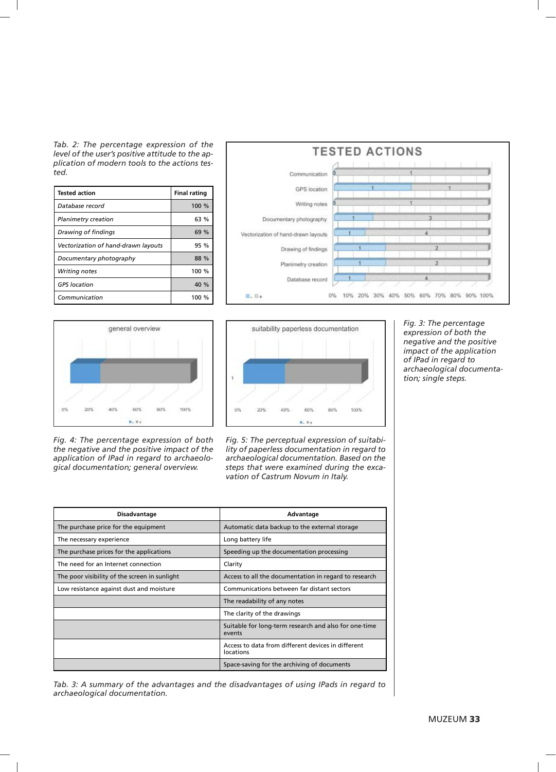*Tab. 2: The percentage expression of the level of the user's positive attitude to the application of modern tools to the actions tested.*

| Tested action | Final rating |
|---|---|
| *Database record* | 100 % |
| *Planimetry creation* | 63 % |
| *Drawing of findings* | 69 % |
| *Vectorization of hand-drawn layouts* | 95 % |
| *Documentary photography* | 88 % |
| *Writing notes* | 100 % |
| *GPS location* | 40 % |
| *Communication* | 100 % |

*Fig. 3: The percentage expression of both the negative and the positive impact of the application of IPad in regard to archaeological documentation; single steps.*

*Fig. 4: The percentage expression of both the negative and the positive impact of the application of IPad in regard to archaeological documentation; general overview.*

*Fig. 5: The perceptual expression of suitability of paperless documentation in regard to archaeological documentation. Based on the steps that were examined during the excavation of Castrum Novum in Italy.*

| Disadvantage | Advantage |
|---|---|
| The purchase price for the equipment | Automatic data backup to the external storage |
| The necessary experience | Long battery life |
| The purchase prices for the applications | Speeding up the documentation processing |
| The need for an Internet connection | Clarity |
| The poor visibility of the screen in sunlight | Access to all the documentation in regard to research |
| Low resistance against dust and moisture | Communications between far distant sectors |
| | The readability of any notes |
| | The clarity of the drawings |
| | Suitable for long-term research and also for one-time events |
| | Access to data from different devices in different locations |
| | Space-saving for the archiving of documents |

*Tab. 3: A summary of the advantages and the disadvantages of using IPads in regard to archaeological documentation.*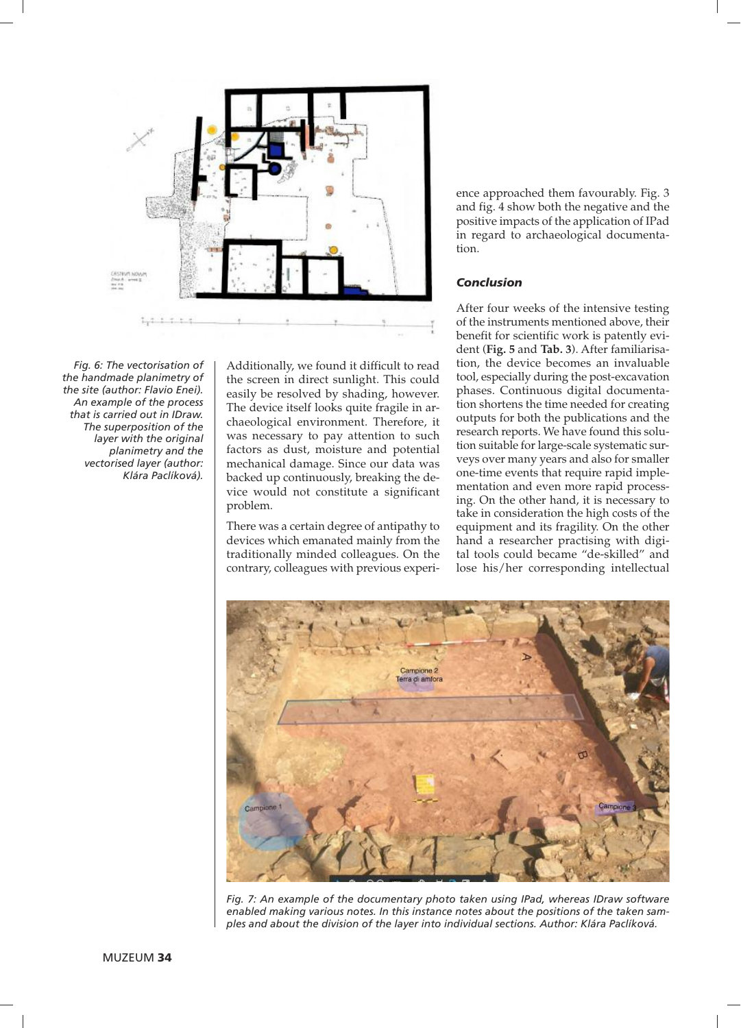Fig. 6: The vectorisation of the handmade planimetry of the site (author: Flavio Enei). An example of the process that is carried out in IDraw. The superposition of the layer with the original planimetry and the vectorised layer (author: Klára Paclíková).

Additionally, we found it difficult to read the screen in direct sunlight. This could easily be resolved by shading, however. The device itself looks quite fragile in archaeological environment. Therefore, it was necessary to pay attention to such factors as dust, moisture and potential mechanical damage. Since our data was backed up continuously, breaking the device would not constitute a significant problem.

There was a certain degree of antipathy to devices which emanated mainly from the traditionally minded colleagues. On the contrary, colleagues with previous experience approached them favourably. Fig. 3 and fig. 4 show both the negative and the positive impacts of the application of IPad in regard to archaeological documentation.

### Conclusion

After four weeks of the intensive testing of the instruments mentioned above, their benefit for scientific work is patently evident (**Fig. 5** and **Tab. 3**). After familiarisation, the device becomes an invaluable tool, especially during the post-excavation phases. Continuous digital documentation shortens the time needed for creating outputs for both the publications and the research reports. We have found this solution suitable for large-scale systematic surveys over many years and also for smaller one-time events that require rapid implementation and even more rapid processing. On the other hand, it is necessary to take in consideration the high costs of the equipment and its fragility. On the other hand a researcher practising with digital tools could became "de-skilled" and lose his/her corresponding intellectual

Fig. 7: An example of the documentary photo taken using IPad, whereas IDraw software enabled making various notes. In this instance notes about the positions of the taken samples and about the division of the layer into individual sections. Author: Klára Paclíková.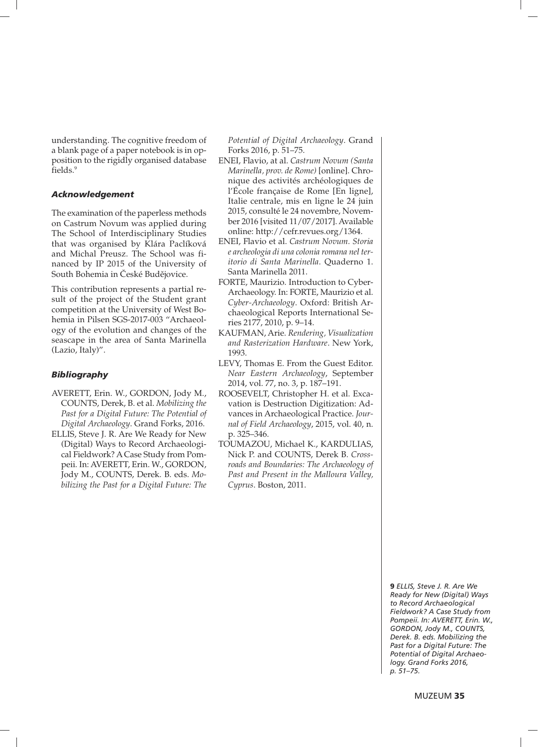understanding. The cognitive freedom of a blank page of a paper notebook is in opposition to the rigidly organised database fields.[9]

### *Acknowledgement*

The examination of the paperless methods on Castrum Novum was applied during The School of Interdisciplinary Studies that was organised by Klára Paclíková and Michal Preusz. The School was financed by IP 2015 of the University of South Bohemia in České Budějovice.

This contribution represents a partial result of the project of the Student grant competition at the University of West Bohemia in Pilsen SGS-2017-003 "Archaeology of the evolution and changes of the seascape in the area of Santa Marinella (Lazio, Italy)".

### *Bibliography*

AVERETT, Erin. W., GORDON, Jody M., COUNTS, Derek, B. et al. *Mobilizing the Past for a Digital Future: The Potential of Digital Archaeology*. Grand Forks, 2016.

ELLIS, Steve J. R. Are We Ready for New (Digital) Ways to Record Archaeological Fieldwork? A Case Study from Pompeii. In: AVERETT, Erin. W., GORDON, Jody M., COUNTS, Derek. B. eds. *Mobilizing the Past for a Digital Future: The Potential of Digital Archaeology*. Grand Forks 2016, p. 51–75.

ENEI, Flavio, at al. *Castrum Novum (Santa Marinella, prov. de Rome)* [online]. Chronique des activités archéologiques de l'École française de Rome [En ligne], Italie centrale, mis en ligne le 24 juin 2015, consulté le 24 novembre, November 2016 [visited 11/07/2017]. Available online: http://cefr.revues.org/1364.

ENEI, Flavio et al. *Castrum Novum. Storia e archeologia di una colonia romana nel territorio di Santa Marinella*. Quaderno 1. Santa Marinella 2011.

FORTE, Maurizio. Introduction to Cyber-Archaeology. In: FORTE, Maurizio et al. *Cyber-Archaeology*. Oxford: British Archaeological Reports International Series 2177, 2010, p. 9–14.

KAUFMAN, Arie. *Rendering, Visualization and Rasterization Hardware*. New York, 1993.

LEVY, Thomas E. From the Guest Editor. *Near Eastern Archaeology*, September 2014, vol. 77, no. 3, p. 187–191.

ROOSEVELT, Christopher H. et al. Excavation is Destruction Digitization: Advances in Archaeological Practice. *Journal of Field Archaeology*, 2015, vol. 40, n. p. 325–346.

TOUMAZOU, Michael K., KARDULIAS, Nick P. and COUNTS, Derek B. *Crossroads and Boundaries: The Archaeology of Past and Present in the Malloura Valley, Cyprus*. Boston, 2011.

**9** *ELLIS, Steve J. R. Are We Ready for New (Digital) Ways to Record Archaeological Fieldwork? A Case Study from Pompeii. In: AVERETT, Erin. W., GORDON, Jody M., COUNTS, Derek. B. eds. Mobilizing the Past for a Digital Future: The Potential of Digital Archaeology. Grand Forks 2016, p. 51–75.*